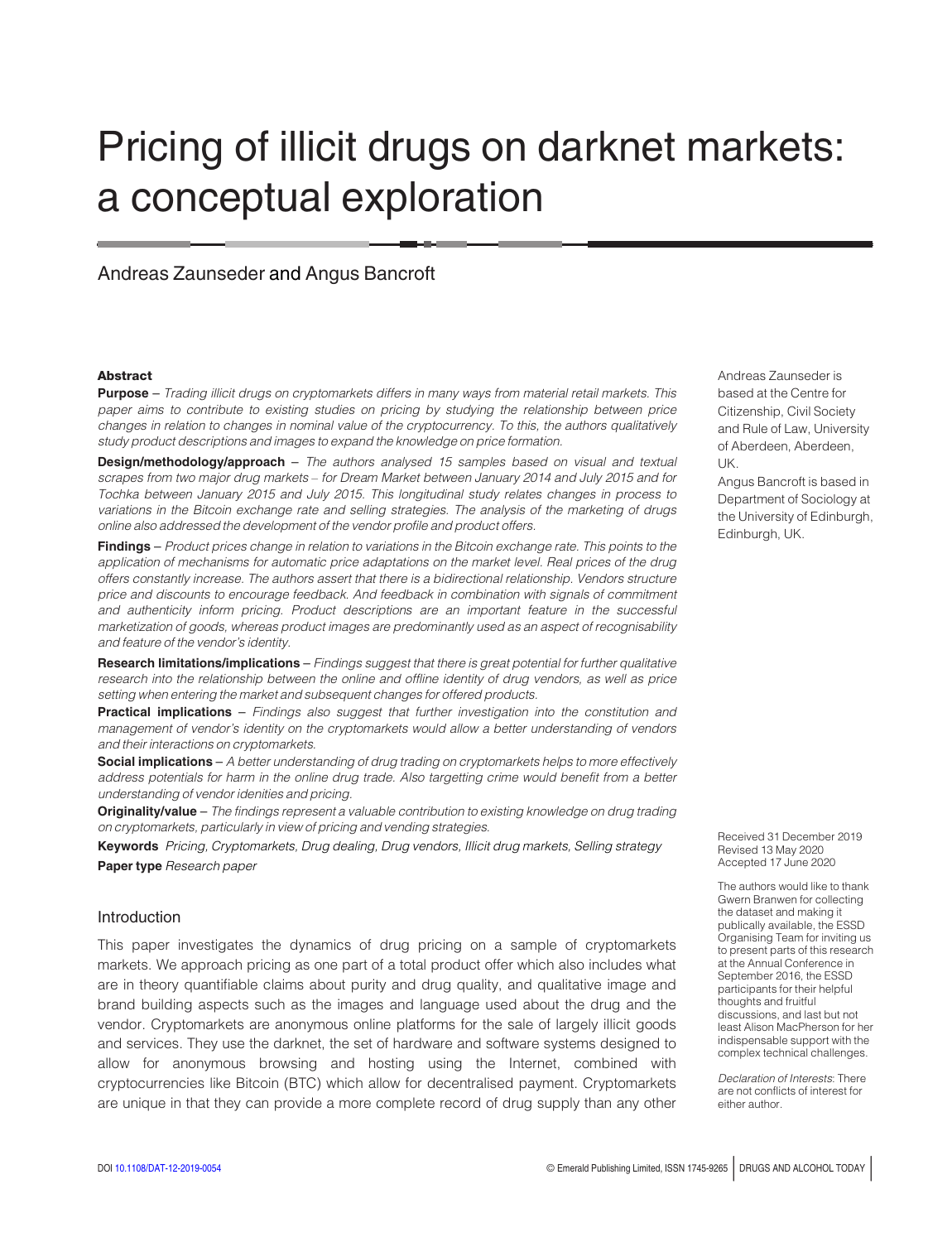# Pricing of illicit drugs on darknet markets: a conceptual exploration

Andreas Zaunseder and Angus Bancroft

Andreas Zaunseder is based at the Centre for Citizenship, Civil Society and Rule of Law, University of Aberdeen, Aberdeen, UK.
Angus Bancroft is based in Department of Sociology at the University of Edinburgh, Edinburgh, UK.

## Abstract

**Purpose** – *Trading illicit drugs on cryptomarkets differs in many ways from material retail markets. This paper aims to contribute to existing studies on pricing by studying the relationship between price changes in relation to changes in nominal value of the cryptocurrency. To this, the authors qualitatively study product descriptions and images to expand the knowledge on price formation.*

**Design/methodology/approach** – *The authors analysed 15 samples based on visual and textual scrapes from two major drug markets – for Dream Market between January 2014 and July 2015 and for Tochka between January 2015 and July 2015. This longitudinal study relates changes in process to variations in the Bitcoin exchange rate and selling strategies. The analysis of the marketing of drugs online also addressed the development of the vendor profile and product offers.*

**Findings** – *Product prices change in relation to variations in the Bitcoin exchange rate. This points to the application of mechanisms for automatic price adaptations on the market level. Real prices of the drug offers constantly increase. The authors assert that there is a bidirectional relationship. Vendors structure price and discounts to encourage feedback. And feedback in combination with signals of commitment and authenticity inform pricing. Product descriptions are an important feature in the successful marketization of goods, whereas product images are predominantly used as an aspect of recognisability and feature of the vendor's identity.*

**Research limitations/implications** – *Findings suggest that there is great potential for further qualitative research into the relationship between the online and offline identity of drug vendors, as well as price setting when entering the market and subsequent changes for offered products.*

**Practical implications** – *Findings also suggest that further investigation into the constitution and management of vendor's identity on the cryptomarkets would allow a better understanding of vendors and their interactions on cryptomarkets.*

**Social implications** – *A better understanding of drug trading on cryptomarkets helps to more effectively address potentials for harm in the online drug trade. Also targetting crime would benefit from a better understanding of vendor idenities and pricing.*

**Originality/value** – *The findings represent a valuable contribution to existing knowledge on drug trading on cryptomarkets, particularly in view of pricing and vending strategies.*

**Keywords** *Pricing, Cryptomarkets, Drug dealing, Drug vendors, Illicit drug markets, Selling strategy*

**Paper type** *Research paper*

Received 31 December 2019
Revised 13 May 2020
Accepted 17 June 2020

The authors would like to thank Gwern Branwen for collecting the dataset and making it publically available, the ESSD Organising Team for inviting us to present parts of this research at the Annual Conference in September 2016, the ESSD participants for their helpful thoughts and fruitful discussions, and last but not least Alison MacPherson for her indispensable support with the complex technical challenges.

*Declaration of Interests*: There are not conflicts of interest for either author.

## Introduction

This paper investigates the dynamics of drug pricing on a sample of cryptomarkets markets. We approach pricing as one part of a total product offer which also includes what are in theory quantifiable claims about purity and drug quality, and qualitative image and brand building aspects such as the images and language used about the drug and the vendor. Cryptomarkets are anonymous online platforms for the sale of largely illicit goods and services. They use the darknet, the set of hardware and software systems designed to allow for anonymous browsing and hosting using the Internet, combined with cryptocurrencies like Bitcoin (BTC) which allow for decentralised payment. Cryptomarkets are unique in that they can provide a more complete record of drug supply than any other

DOI 10.1108/DAT-12-2019-0054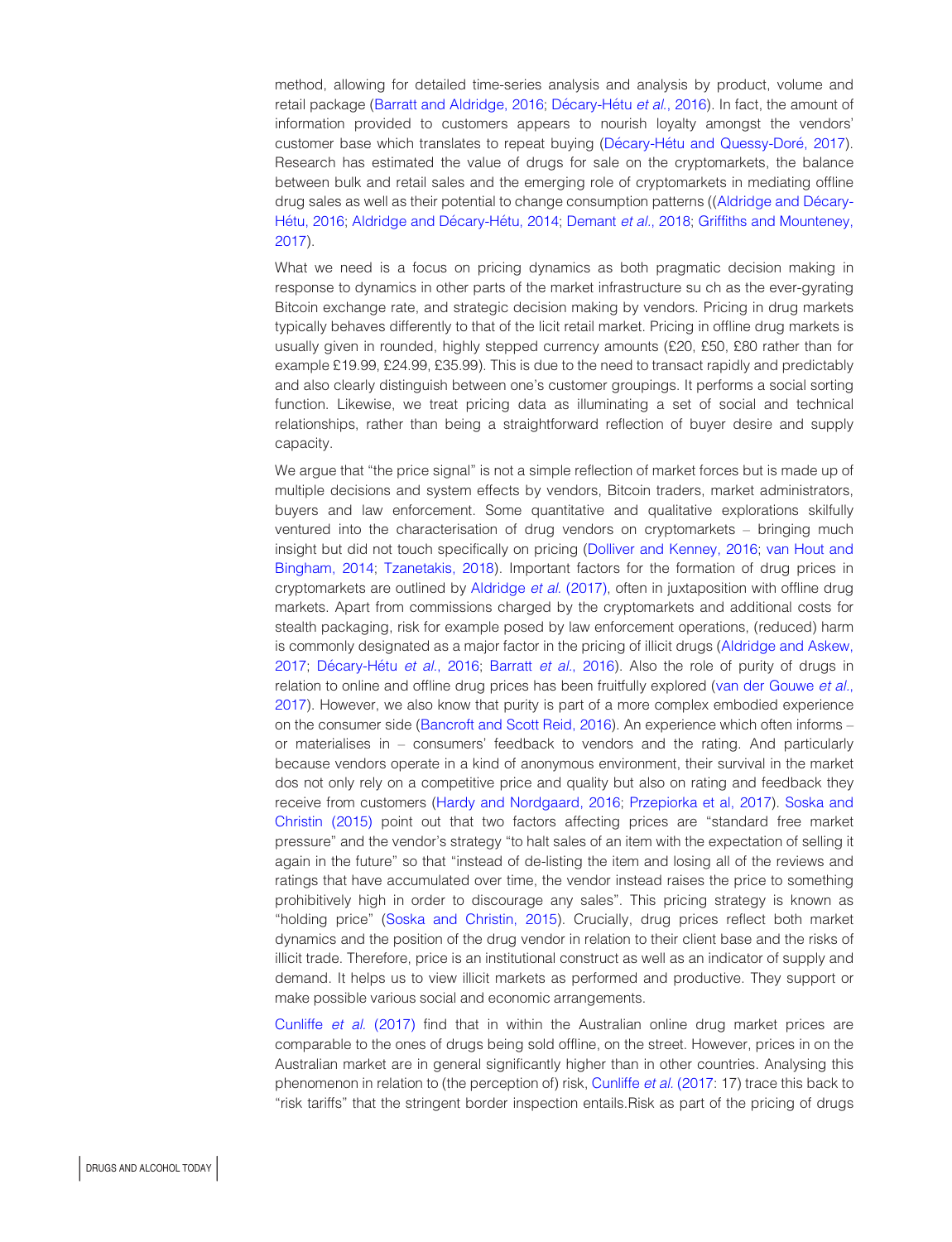method, allowing for detailed time-series analysis and analysis by product, volume and retail package (Barratt and Aldridge, 2016; Décary-Hétu *et al.*, 2016). In fact, the amount of information provided to customers appears to nourish loyalty amongst the vendors' customer base which translates to repeat buying (Décary-Hétu and Quessy-Doré, 2017). Research has estimated the value of drugs for sale on the cryptomarkets, the balance between bulk and retail sales and the emerging role of cryptomarkets in mediating offline drug sales as well as their potential to change consumption patterns ((Aldridge and Décary-Hétu, 2016; Aldridge and Décary-Hétu, 2014; Demant *et al.*, 2018; Griffiths and Mounteney, 2017).

What we need is a focus on pricing dynamics as both pragmatic decision making in response to dynamics in other parts of the market infrastructure su ch as the ever-gyrating Bitcoin exchange rate, and strategic decision making by vendors. Pricing in drug markets typically behaves differently to that of the licit retail market. Pricing in offline drug markets is usually given in rounded, highly stepped currency amounts (£20, £50, £80 rather than for example £19.99, £24.99, £35.99). This is due to the need to transact rapidly and predictably and also clearly distinguish between one's customer groupings. It performs a social sorting function. Likewise, we treat pricing data as illuminating a set of social and technical relationships, rather than being a straightforward reflection of buyer desire and supply capacity.

We argue that "the price signal" is not a simple reflection of market forces but is made up of multiple decisions and system effects by vendors, Bitcoin traders, market administrators, buyers and law enforcement. Some quantitative and qualitative explorations skilfully ventured into the characterisation of drug vendors on cryptomarkets – bringing much insight but did not touch specifically on pricing (Dolliver and Kenney, 2016; van Hout and Bingham, 2014; Tzanetakis, 2018). Important factors for the formation of drug prices in cryptomarkets are outlined by Aldridge *et al.* (2017), often in juxtaposition with offline drug markets. Apart from commissions charged by the cryptomarkets and additional costs for stealth packaging, risk for example posed by law enforcement operations, (reduced) harm is commonly designated as a major factor in the pricing of illicit drugs (Aldridge and Askew, 2017; Décary-Hétu *et al.*, 2016; Barratt *et al.*, 2016). Also the role of purity of drugs in relation to online and offline drug prices has been fruitfully explored (van der Gouwe *et al.*, 2017). However, we also know that purity is part of a more complex embodied experience on the consumer side (Bancroft and Scott Reid, 2016). An experience which often informs – or materialises in – consumers' feedback to vendors and the rating. And particularly because vendors operate in a kind of anonymous environment, their survival in the market dos not only rely on a competitive price and quality but also on rating and feedback they receive from customers (Hardy and Nordgaard, 2016; Przepiorka et al, 2017). Soska and Christin (2015) point out that two factors affecting prices are "standard free market pressure" and the vendor's strategy "to halt sales of an item with the expectation of selling it again in the future" so that "instead of de-listing the item and losing all of the reviews and ratings that have accumulated over time, the vendor instead raises the price to something prohibitively high in order to discourage any sales". This pricing strategy is known as "holding price" (Soska and Christin, 2015). Crucially, drug prices reflect both market dynamics and the position of the drug vendor in relation to their client base and the risks of illicit trade. Therefore, price is an institutional construct as well as an indicator of supply and demand. It helps us to view illicit markets as performed and productive. They support or make possible various social and economic arrangements.

Cunliffe *et al.* (2017) find that in within the Australian online drug market prices are comparable to the ones of drugs being sold offline, on the street. However, prices in on the Australian market are in general significantly higher than in other countries. Analysing this phenomenon in relation to (the perception of) risk, Cunliffe *et al.* (2017: 17) trace this back to "risk tariffs" that the stringent border inspection entails.Risk as part of the pricing of drugs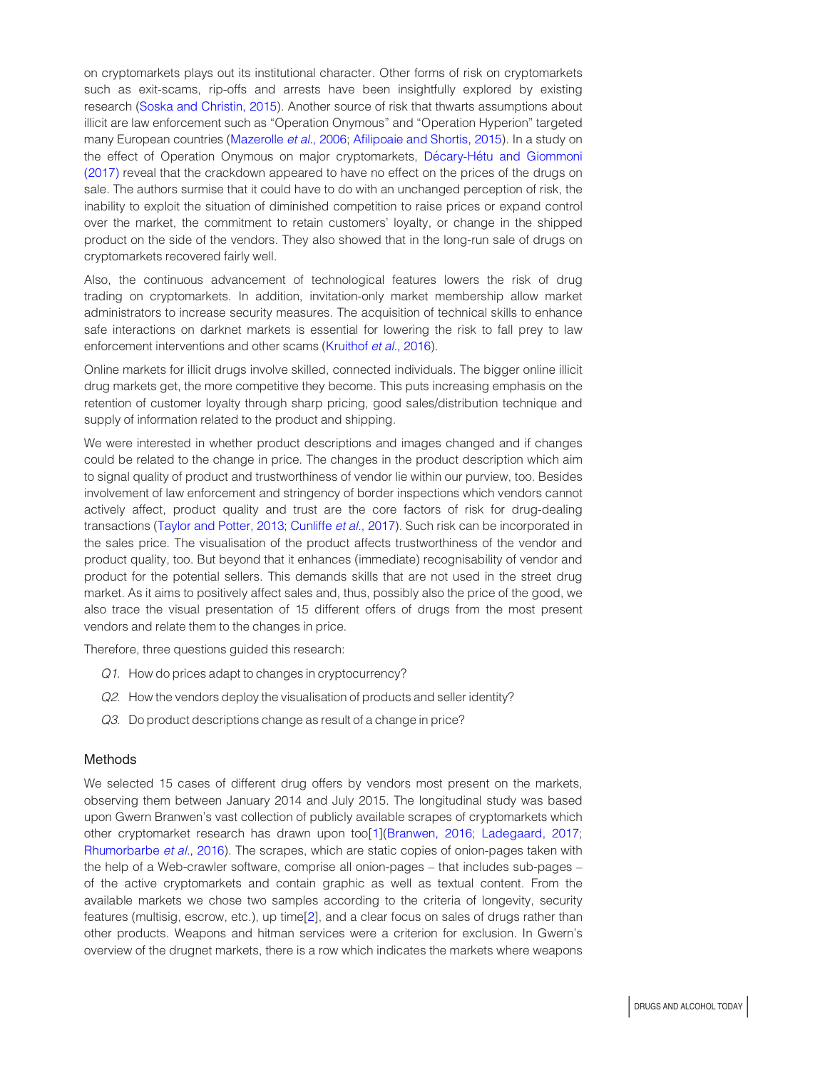on cryptomarkets plays out its institutional character. Other forms of risk on cryptomarkets such as exit-scams, rip-offs and arrests have been insightfully explored by existing research (Soska and Christin, 2015). Another source of risk that thwarts assumptions about illicit are law enforcement such as "Operation Onymous" and "Operation Hyperion" targeted many European countries (Mazerolle *et al.*, 2006; Afilipoaie and Shortis, 2015). In a study on the effect of Operation Onymous on major cryptomarkets, Décary-Hétu and Giommoni (2017) reveal that the crackdown appeared to have no effect on the prices of the drugs on sale. The authors surmise that it could have to do with an unchanged perception of risk, the inability to exploit the situation of diminished competition to raise prices or expand control over the market, the commitment to retain customers' loyalty, or change in the shipped product on the side of the vendors. They also showed that in the long-run sale of drugs on cryptomarkets recovered fairly well.

Also, the continuous advancement of technological features lowers the risk of drug trading on cryptomarkets. In addition, invitation-only market membership allow market administrators to increase security measures. The acquisition of technical skills to enhance safe interactions on darknet markets is essential for lowering the risk to fall prey to law enforcement interventions and other scams (Kruithof *et al.*, 2016).

Online markets for illicit drugs involve skilled, connected individuals. The bigger online illicit drug markets get, the more competitive they become. This puts increasing emphasis on the retention of customer loyalty through sharp pricing, good sales/distribution technique and supply of information related to the product and shipping.

We were interested in whether product descriptions and images changed and if changes could be related to the change in price. The changes in the product description which aim to signal quality of product and trustworthiness of vendor lie within our purview, too. Besides involvement of law enforcement and stringency of border inspections which vendors cannot actively affect, product quality and trust are the core factors of risk for drug-dealing transactions (Taylor and Potter, 2013; Cunliffe *et al.*, 2017). Such risk can be incorporated in the sales price. The visualisation of the product affects trustworthiness of the vendor and product quality, too. But beyond that it enhances (immediate) recognisability of vendor and product for the potential sellers. This demands skills that are not used in the street drug market. As it aims to positively affect sales and, thus, possibly also the price of the good, we also trace the visual presentation of 15 different offers of drugs from the most present vendors and relate them to the changes in price.

Therefore, three questions guided this research:

- *Q1.* How do prices adapt to changes in cryptocurrency?
- *Q2.* How the vendors deploy the visualisation of products and seller identity?
- *Q3.* Do product descriptions change as result of a change in price?

## Methods

We selected 15 cases of different drug offers by vendors most present on the markets, observing them between January 2014 and July 2015. The longitudinal study was based upon Gwern Branwen's vast collection of publicly available scrapes of cryptomarkets which other cryptomarket research has drawn upon too[1](Branwen, 2016; Ladegaard, 2017; Rhumorbarbe *et al.*, 2016). The scrapes, which are static copies of onion-pages taken with the help of a Web-crawler software, comprise all onion-pages – that includes sub-pages – of the active cryptomarkets and contain graphic as well as textual content. From the available markets we chose two samples according to the criteria of longevity, security features (multisig, escrow, etc.), up time[2], and a clear focus on sales of drugs rather than other products. Weapons and hitman services were a criterion for exclusion. In Gwern's overview of the drugnet markets, there is a row which indicates the markets where weapons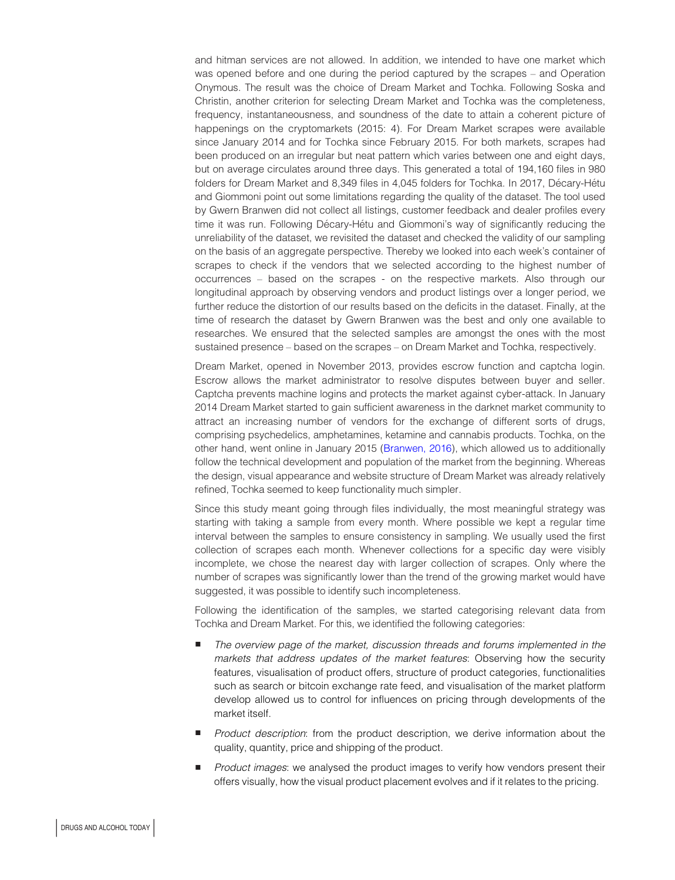and hitman services are not allowed. In addition, we intended to have one market which was opened before and one during the period captured by the scrapes – and Operation Onymous. The result was the choice of Dream Market and Tochka. Following Soska and Christin, another criterion for selecting Dream Market and Tochka was the completeness, frequency, instantaneousness, and soundness of the date to attain a coherent picture of happenings on the cryptomarkets (2015: 4). For Dream Market scrapes were available since January 2014 and for Tochka since February 2015. For both markets, scrapes had been produced on an irregular but neat pattern which varies between one and eight days, but on average circulates around three days. This generated a total of 194,160 files in 980 folders for Dream Market and 8,349 files in 4,045 folders for Tochka. In 2017, Décary-Hétu and Giommoni point out some limitations regarding the quality of the dataset. The tool used by Gwern Branwen did not collect all listings, customer feedback and dealer profiles every time it was run. Following Décary-Hétu and Giommoni's way of significantly reducing the unreliability of the dataset, we revisited the dataset and checked the validity of our sampling on the basis of an aggregate perspective. Thereby we looked into each week's container of scrapes to check if the vendors that we selected according to the highest number of occurrences – based on the scrapes - on the respective markets. Also through our longitudinal approach by observing vendors and product listings over a longer period, we further reduce the distortion of our results based on the deficits in the dataset. Finally, at the time of research the dataset by Gwern Branwen was the best and only one available to researches. We ensured that the selected samples are amongst the ones with the most sustained presence – based on the scrapes – on Dream Market and Tochka, respectively.

Dream Market, opened in November 2013, provides escrow function and captcha login. Escrow allows the market administrator to resolve disputes between buyer and seller. Captcha prevents machine logins and protects the market against cyber-attack. In January 2014 Dream Market started to gain sufficient awareness in the darknet market community to attract an increasing number of vendors for the exchange of different sorts of drugs, comprising psychedelics, amphetamines, ketamine and cannabis products. Tochka, on the other hand, went online in January 2015 (Branwen, 2016), which allowed us to additionally follow the technical development and population of the market from the beginning. Whereas the design, visual appearance and website structure of Dream Market was already relatively refined, Tochka seemed to keep functionality much simpler.

Since this study meant going through files individually, the most meaningful strategy was starting with taking a sample from every month. Where possible we kept a regular time interval between the samples to ensure consistency in sampling. We usually used the first collection of scrapes each month. Whenever collections for a specific day were visibly incomplete, we chose the nearest day with larger collection of scrapes. Only where the number of scrapes was significantly lower than the trend of the growing market would have suggested, it was possible to identify such incompleteness.

Following the identification of the samples, we started categorising relevant data from Tochka and Dream Market. For this, we identified the following categories:

- *The overview page of the market, discussion threads and forums implemented in the markets that address updates of the market features*: Observing how the security features, visualisation of product offers, structure of product categories, functionalities such as search or bitcoin exchange rate feed, and visualisation of the market platform develop allowed us to control for influences on pricing through developments of the market itself.
- *Product description*: from the product description, we derive information about the quality, quantity, price and shipping of the product.
- *Product images*: we analysed the product images to verify how vendors present their offers visually, how the visual product placement evolves and if it relates to the pricing.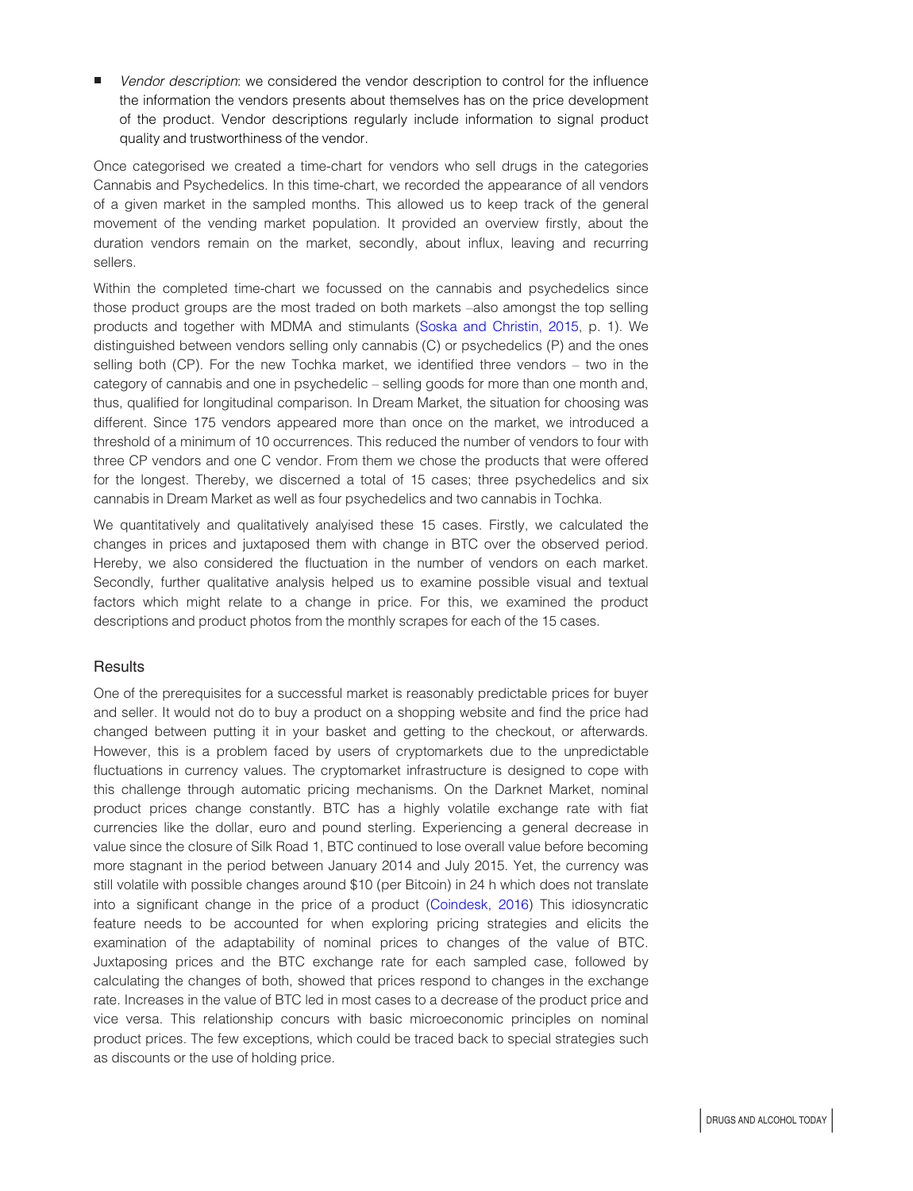- *Vendor description*: we considered the vendor description to control for the influence the information the vendors presents about themselves has on the price development of the product. Vendor descriptions regularly include information to signal product quality and trustworthiness of the vendor.

Once categorised we created a time-chart for vendors who sell drugs in the categories Cannabis and Psychedelics. In this time-chart, we recorded the appearance of all vendors of a given market in the sampled months. This allowed us to keep track of the general movement of the vending market population. It provided an overview firstly, about the duration vendors remain on the market, secondly, about influx, leaving and recurring sellers.

Within the completed time-chart we focussed on the cannabis and psychedelics since those product groups are the most traded on both markets –also amongst the top selling products and together with MDMA and stimulants (Soska and Christin, 2015, p. 1). We distinguished between vendors selling only cannabis (C) or psychedelics (P) and the ones selling both (CP). For the new Tochka market, we identified three vendors – two in the category of cannabis and one in psychedelic – selling goods for more than one month and, thus, qualified for longitudinal comparison. In Dream Market, the situation for choosing was different. Since 175 vendors appeared more than once on the market, we introduced a threshold of a minimum of 10 occurrences. This reduced the number of vendors to four with three CP vendors and one C vendor. From them we chose the products that were offered for the longest. Thereby, we discerned a total of 15 cases; three psychedelics and six cannabis in Dream Market as well as four psychedelics and two cannabis in Tochka.

We quantitatively and qualitatively analysed these 15 cases. Firstly, we calculated the changes in prices and juxtaposed them with change in BTC over the observed period. Hereby, we also considered the fluctuation in the number of vendors on each market. Secondly, further qualitative analysis helped us to examine possible visual and textual factors which might relate to a change in price. For this, we examined the product descriptions and product photos from the monthly scrapes for each of the 15 cases.

## Results

One of the prerequisites for a successful market is reasonably predictable prices for buyer and seller. It would not do to buy a product on a shopping website and find the price had changed between putting it in your basket and getting to the checkout, or afterwards. However, this is a problem faced by users of cryptomarkets due to the unpredictable fluctuations in currency values. The cryptomarket infrastructure is designed to cope with this challenge through automatic pricing mechanisms. On the Darknet Market, nominal product prices change constantly. BTC has a highly volatile exchange rate with fiat currencies like the dollar, euro and pound sterling. Experiencing a general decrease in value since the closure of Silk Road 1, BTC continued to lose overall value before becoming more stagnant in the period between January 2014 and July 2015. Yet, the currency was still volatile with possible changes around $10 (per Bitcoin) in 24 h which does not translate into a significant change in the price of a product (Coindesk, 2016) This idiosyncratic feature needs to be accounted for when exploring pricing strategies and elicits the examination of the adaptability of nominal prices to changes of the value of BTC. Juxtaposing prices and the BTC exchange rate for each sampled case, followed by calculating the changes of both, showed that prices respond to changes in the exchange rate. Increases in the value of BTC led in most cases to a decrease of the product price and vice versa. This relationship concurs with basic microeconomic principles on nominal product prices. The few exceptions, which could be traced back to special strategies such as discounts or the use of holding price.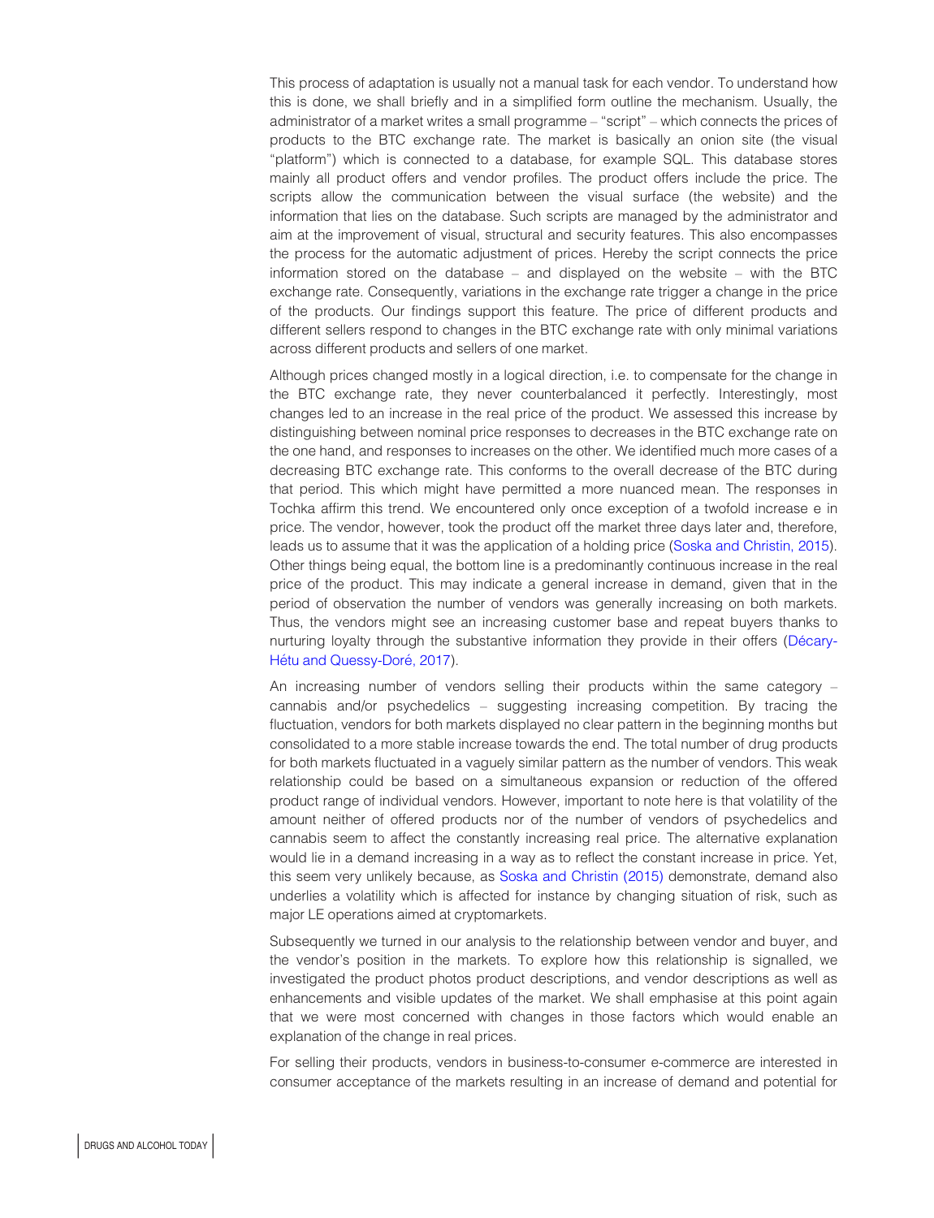This process of adaptation is usually not a manual task for each vendor. To understand how this is done, we shall briefly and in a simplified form outline the mechanism. Usually, the administrator of a market writes a small programme – "script" – which connects the prices of products to the BTC exchange rate. The market is basically an onion site (the visual "platform") which is connected to a database, for example SQL. This database stores mainly all product offers and vendor profiles. The product offers include the price. The scripts allow the communication between the visual surface (the website) and the information that lies on the database. Such scripts are managed by the administrator and aim at the improvement of visual, structural and security features. This also encompasses the process for the automatic adjustment of prices. Hereby the script connects the price information stored on the database – and displayed on the website – with the BTC exchange rate. Consequently, variations in the exchange rate trigger a change in the price of the products. Our findings support this feature. The price of different products and different sellers respond to changes in the BTC exchange rate with only minimal variations across different products and sellers of one market.

Although prices changed mostly in a logical direction, i.e. to compensate for the change in the BTC exchange rate, they never counterbalanced it perfectly. Interestingly, most changes led to an increase in the real price of the product. We assessed this increase by distinguishing between nominal price responses to decreases in the BTC exchange rate on the one hand, and responses to increases on the other. We identified much more cases of a decreasing BTC exchange rate. This conforms to the overall decrease of the BTC during that period. This which might have permitted a more nuanced mean. The responses in Tochka affirm this trend. We encountered only once exception of a twofold increase e in price. The vendor, however, took the product off the market three days later and, therefore, leads us to assume that it was the application of a holding price (Soska and Christin, 2015). Other things being equal, the bottom line is a predominantly continuous increase in the real price of the product. This may indicate a general increase in demand, given that in the period of observation the number of vendors was generally increasing on both markets. Thus, the vendors might see an increasing customer base and repeat buyers thanks to nurturing loyalty through the substantive information they provide in their offers (Décary-Hétu and Quessy-Doré, 2017).

An increasing number of vendors selling their products within the same category – cannabis and/or psychedelics – suggesting increasing competition. By tracing the fluctuation, vendors for both markets displayed no clear pattern in the beginning months but consolidated to a more stable increase towards the end. The total number of drug products for both markets fluctuated in a vaguely similar pattern as the number of vendors. This weak relationship could be based on a simultaneous expansion or reduction of the offered product range of individual vendors. However, important to note here is that volatility of the amount neither of offered products nor of the number of vendors of psychedelics and cannabis seem to affect the constantly increasing real price. The alternative explanation would lie in a demand increasing in a way as to reflect the constant increase in price. Yet, this seem very unlikely because, as Soska and Christin (2015) demonstrate, demand also underlies a volatility which is affected for instance by changing situation of risk, such as major LE operations aimed at cryptomarkets.

Subsequently we turned in our analysis to the relationship between vendor and buyer, and the vendor's position in the markets. To explore how this relationship is signalled, we investigated the product photos product descriptions, and vendor descriptions as well as enhancements and visible updates of the market. We shall emphasise at this point again that we were most concerned with changes in those factors which would enable an explanation of the change in real prices.

For selling their products, vendors in business-to-consumer e-commerce are interested in consumer acceptance of the markets resulting in an increase of demand and potential for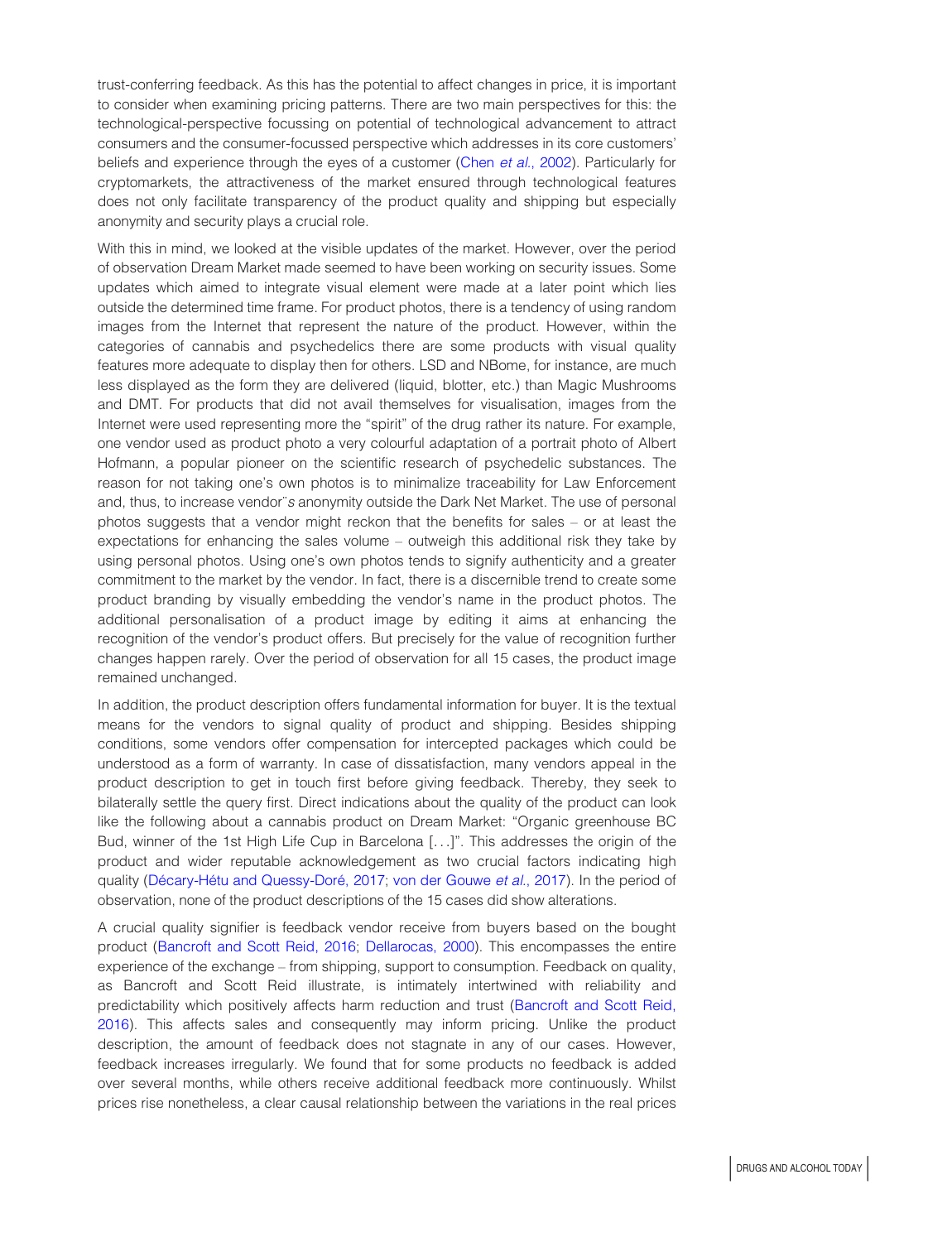trust-conferring feedback. As this has the potential to affect changes in price, it is important to consider when examining pricing patterns. There are two main perspectives for this: the technological-perspective focussing on potential of technological advancement to attract consumers and the consumer-focussed perspective which addresses in its core customers' beliefs and experience through the eyes of a customer (Chen *et al.*, 2002). Particularly for cryptomarkets, the attractiveness of the market ensured through technological features does not only facilitate transparency of the product quality and shipping but especially anonymity and security plays a crucial role.

With this in mind, we looked at the visible updates of the market. However, over the period of observation Dream Market made seemed to have been working on security issues. Some updates which aimed to integrate visual element were made at a later point which lies outside the determined time frame. For product photos, there is a tendency of using random images from the Internet that represent the nature of the product. However, within the categories of cannabis and psychedelics there are some products with visual quality features more adequate to display then for others. LSD and NBome, for instance, are much less displayed as the form they are delivered (liquid, blotter, etc.) than Magic Mushrooms and DMT. For products that did not avail themselves for visualisation, images from the Internet were used representing more the "spirit" of the drug rather its nature. For example, one vendor used as product photo a very colourful adaptation of a portrait photo of Albert Hofmann, a popular pioneer on the scientific research of psychedelic substances. The reason for not taking one's own photos is to minimalize traceability for Law Enforcement and, thus, to increase vendor¨*s* anonymity outside the Dark Net Market. The use of personal photos suggests that a vendor might reckon that the benefits for sales – or at least the expectations for enhancing the sales volume – outweigh this additional risk they take by using personal photos. Using one's own photos tends to signify authenticity and a greater commitment to the market by the vendor. In fact, there is a discernible trend to create some product branding by visually embedding the vendor's name in the product photos. The additional personalisation of a product image by editing it aims at enhancing the recognition of the vendor's product offers. But precisely for the value of recognition further changes happen rarely. Over the period of observation for all 15 cases, the product image remained unchanged.

In addition, the product description offers fundamental information for buyer. It is the textual means for the vendors to signal quality of product and shipping. Besides shipping conditions, some vendors offer compensation for intercepted packages which could be understood as a form of warranty. In case of dissatisfaction, many vendors appeal in the product description to get in touch first before giving feedback. Thereby, they seek to bilaterally settle the query first. Direct indications about the quality of the product can look like the following about a cannabis product on Dream Market: "Organic greenhouse BC Bud, winner of the 1st High Life Cup in Barcelona [...]". This addresses the origin of the product and wider reputable acknowledgement as two crucial factors indicating high quality (Décary-Hétu and Quessy-Doré, 2017; von der Gouwe *et al.*, 2017). In the period of observation, none of the product descriptions of the 15 cases did show alterations.

A crucial quality signifier is feedback vendor receive from buyers based on the bought product (Bancroft and Scott Reid, 2016; Dellarocas, 2000). This encompasses the entire experience of the exchange – from shipping, support to consumption. Feedback on quality, as Bancroft and Scott Reid illustrate, is intimately intertwined with reliability and predictability which positively affects harm reduction and trust (Bancroft and Scott Reid, 2016). This affects sales and consequently may inform pricing. Unlike the product description, the amount of feedback does not stagnate in any of our cases. However, feedback increases irregularly. We found that for some products no feedback is added over several months, while others receive additional feedback more continuously. Whilst prices rise nonetheless, a clear causal relationship between the variations in the real prices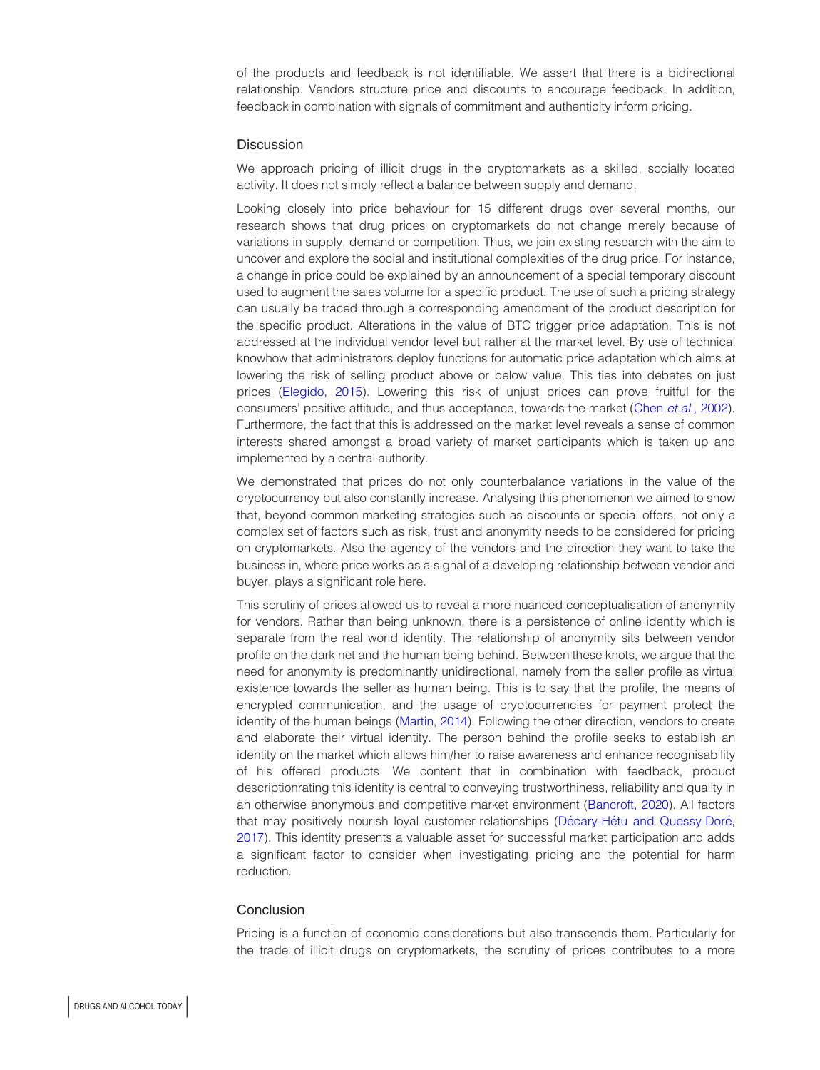of the products and feedback is not identifiable. We assert that there is a bidirectional relationship. Vendors structure price and discounts to encourage feedback. In addition, feedback in combination with signals of commitment and authenticity inform pricing.

## Discussion

We approach pricing of illicit drugs in the cryptomarkets as a skilled, socially located activity. It does not simply reflect a balance between supply and demand.

Looking closely into price behaviour for 15 different drugs over several months, our research shows that drug prices on cryptomarkets do not change merely because of variations in supply, demand or competition. Thus, we join existing research with the aim to uncover and explore the social and institutional complexities of the drug price. For instance, a change in price could be explained by an announcement of a special temporary discount used to augment the sales volume for a specific product. The use of such a pricing strategy can usually be traced through a corresponding amendment of the product description for the specific product. Alterations in the value of BTC trigger price adaptation. This is not addressed at the individual vendor level but rather at the market level. By use of technical knowhow that administrators deploy functions for automatic price adaptation which aims at lowering the risk of selling product above or below value. This ties into debates on just prices (Elegido, 2015). Lowering this risk of unjust prices can prove fruitful for the consumers' positive attitude, and thus acceptance, towards the market (Chen *et al.*, 2002). Furthermore, the fact that this is addressed on the market level reveals a sense of common interests shared amongst a broad variety of market participants which is taken up and implemented by a central authority.

We demonstrated that prices do not only counterbalance variations in the value of the cryptocurrency but also constantly increase. Analysing this phenomenon we aimed to show that, beyond common marketing strategies such as discounts or special offers, not only a complex set of factors such as risk, trust and anonymity needs to be considered for pricing on cryptomarkets. Also the agency of the vendors and the direction they want to take the business in, where price works as a signal of a developing relationship between vendor and buyer, plays a significant role here.

This scrutiny of prices allowed us to reveal a more nuanced conceptualisation of anonymity for vendors. Rather than being unknown, there is a persistence of online identity which is separate from the real world identity. The relationship of anonymity sits between vendor profile on the dark net and the human being behind. Between these knots, we argue that the need for anonymity is predominantly unidirectional, namely from the seller profile as virtual existence towards the seller as human being. This is to say that the profile, the means of encrypted communication, and the usage of cryptocurrencies for payment protect the identity of the human beings (Martin, 2014). Following the other direction, vendors to create and elaborate their virtual identity. The person behind the profile seeks to establish an identity on the market which allows him/her to raise awareness and enhance recognisability of his offered products. We content that in combination with feedback, product descriptionrating this identity is central to conveying trustworthiness, reliability and quality in an otherwise anonymous and competitive market environment (Bancroft, 2020). All factors that may positively nourish loyal customer-relationships (Décary-Hétu and Quessy-Doré, 2017). This identity presents a valuable asset for successful market participation and adds a significant factor to consider when investigating pricing and the potential for harm reduction.

## Conclusion

Pricing is a function of economic considerations but also transcends them. Particularly for the trade of illicit drugs on cryptomarkets, the scrutiny of prices contributes to a more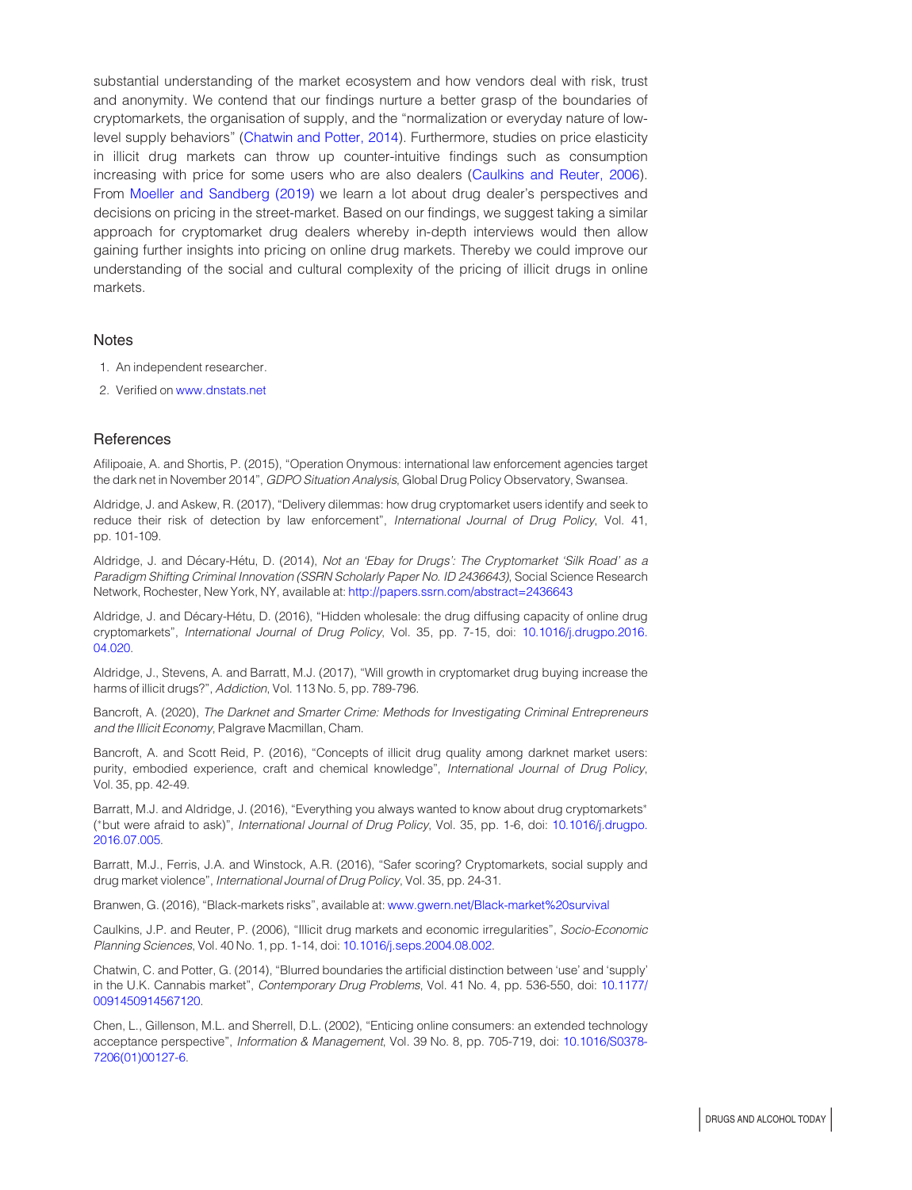substantial understanding of the market ecosystem and how vendors deal with risk, trust and anonymity. We contend that our findings nurture a better grasp of the boundaries of cryptomarkets, the organisation of supply, and the "normalization or everyday nature of low-level supply behaviors" (Chatwin and Potter, 2014). Furthermore, studies on price elasticity in illicit drug markets can throw up counter-intuitive findings such as consumption increasing with price for some users who are also dealers (Caulkins and Reuter, 2006). From Moeller and Sandberg (2019) we learn a lot about drug dealer's perspectives and decisions on pricing in the street-market. Based on our findings, we suggest taking a similar approach for cryptomarket drug dealers whereby in-depth interviews would then allow gaining further insights into pricing on online drug markets. Thereby we could improve our understanding of the social and cultural complexity of the pricing of illicit drugs in online markets.

## Notes

1. An independent researcher.
2. Verified on www.dnstats.net

## References

Afilipoaie, A. and Shortis, P. (2015), "Operation Onymous: international law enforcement agencies target the dark net in November 2014", *GDPO Situation Analysis*, Global Drug Policy Observatory, Swansea.

Aldridge, J. and Askew, R. (2017), "Delivery dilemmas: how drug cryptomarket users identify and seek to reduce their risk of detection by law enforcement", *International Journal of Drug Policy*, Vol. 41, pp. 101-109.

Aldridge, J. and Décary-Hétu, D. (2014), *Not an 'Ebay for Drugs': The Cryptomarket 'Silk Road' as a Paradigm Shifting Criminal Innovation (SSRN Scholarly Paper No. ID 2436643)*, Social Science Research Network, Rochester, New York, NY, available at: http://papers.ssrn.com/abstract=2436643

Aldridge, J. and Décary-Hétu, D. (2016), "Hidden wholesale: the drug diffusing capacity of online drug cryptomarkets", *International Journal of Drug Policy*, Vol. 35, pp. 7-15, doi: 10.1016/j.drugpo.2016.04.020.

Aldridge, J., Stevens, A. and Barratt, M.J. (2017), "Will growth in cryptomarket drug buying increase the harms of illicit drugs?", *Addiction*, Vol. 113 No. 5, pp. 789-796.

Bancroft, A. (2020), *The Darknet and Smarter Crime: Methods for Investigating Criminal Entrepreneurs and the Illicit Economy*, Palgrave Macmillan, Cham.

Bancroft, A. and Scott Reid, P. (2016), "Concepts of illicit drug quality among darknet market users: purity, embodied experience, craft and chemical knowledge", *International Journal of Drug Policy*, Vol. 35, pp. 42-49.

Barratt, M.J. and Aldridge, J. (2016), "Everything you always wanted to know about drug cryptomarkets* (*but were afraid to ask)", *International Journal of Drug Policy*, Vol. 35, pp. 1-6, doi: 10.1016/j.drugpo.2016.07.005.

Barratt, M.J., Ferris, J.A. and Winstock, A.R. (2016), "Safer scoring? Cryptomarkets, social supply and drug market violence", *International Journal of Drug Policy*, Vol. 35, pp. 24-31.

Branwen, G. (2016), "Black-markets risks", available at: www.gwern.net/Black-market%20survival

Caulkins, J.P. and Reuter, P. (2006), "Illicit drug markets and economic irregularities", *Socio-Economic Planning Sciences*, Vol. 40 No. 1, pp. 1-14, doi: 10.1016/j.seps.2004.08.002.

Chatwin, C. and Potter, G. (2014), "Blurred boundaries the artificial distinction between 'use' and 'supply' in the U.K. Cannabis market", *Contemporary Drug Problems*, Vol. 41 No. 4, pp. 536-550, doi: 10.1177/0091450914567120.

Chen, L., Gillenson, M.L. and Sherrell, D.L. (2002), "Enticing online consumers: an extended technology acceptance perspective", *Information & Management*, Vol. 39 No. 8, pp. 705-719, doi: 10.1016/S0378-7206(01)00127-6.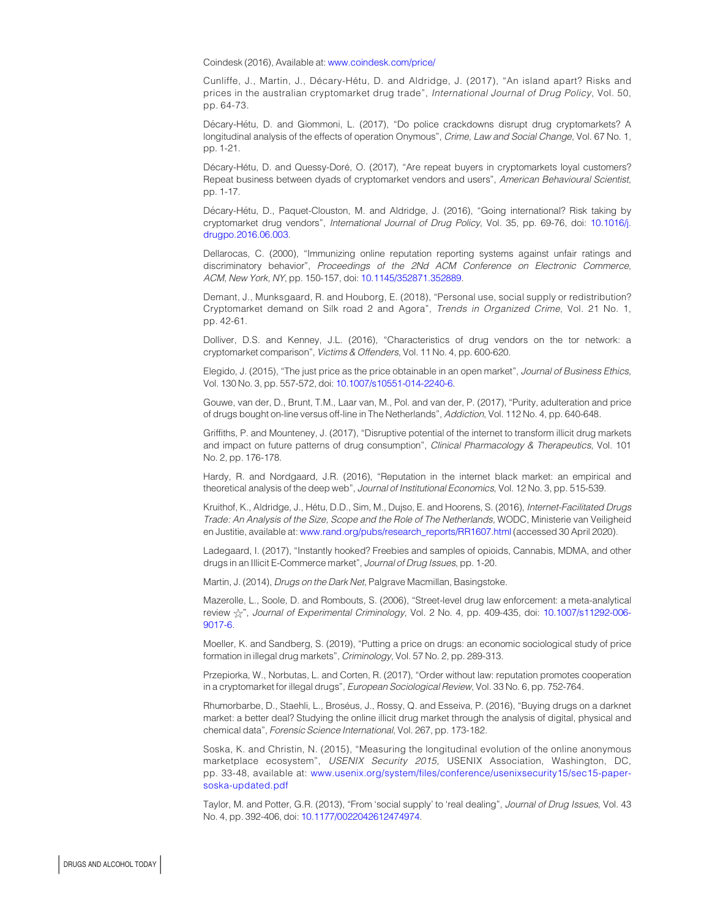Coindesk (2016), Available at: www.coindesk.com/price/

Cunliffe, J., Martin, J., Décary-Hétu, D. and Aldridge, J. (2017), "An island apart? Risks and prices in the australian cryptomarket drug trade", *International Journal of Drug Policy*, Vol. 50, pp. 64-73.

Décary-Hétu, D. and Giommoni, L. (2017), "Do police crackdowns disrupt drug cryptomarkets? A longitudinal analysis of the effects of operation Onymous", *Crime, Law and Social Change*, Vol. 67 No. 1, pp. 1-21.

Décary-Hétu, D. and Quessy-Doré, O. (2017), "Are repeat buyers in cryptomarkets loyal customers? Repeat business between dyads of cryptomarket vendors and users", *American Behavioural Scientist*, pp. 1-17.

Décary-Hétu, D., Paquet-Clouston, M. and Aldridge, J. (2016), "Going international? Risk taking by cryptomarket drug vendors", *International Journal of Drug Policy*, Vol. 35, pp. 69-76, doi: 10.1016/j.drugpo.2016.06.003.

Dellarocas, C. (2000), "Immunizing online reputation reporting systems against unfair ratings and discriminatory behavior", *Proceedings of the 2Nd ACM Conference on Electronic Commerce*, *ACM*, *New York, NY*, pp. 150-157, doi: 10.1145/352871.352889.

Demant, J., Munksgaard, R. and Houborg, E. (2018), "Personal use, social supply or redistribution? Cryptomarket demand on Silk road 2 and Agora", *Trends in Organized Crime*, Vol. 21 No. 1, pp. 42-61.

Dolliver, D.S. and Kenney, J.L. (2016), "Characteristics of drug vendors on the tor network: a cryptomarket comparison", *Victims & Offenders*, Vol. 11 No. 4, pp. 600-620.

Elegido, J. (2015), "The just price as the price obtainable in an open market", *Journal of Business Ethics*, Vol. 130 No. 3, pp. 557-572, doi: 10.1007/s10551-014-2240-6.

Gouwe, van der, D., Brunt, T.M., Laar van, M., Pol. and van der, P. (2017), "Purity, adulteration and price of drugs bought on-line versus off-line in The Netherlands", *Addiction*, Vol. 112 No. 4, pp. 640-648.

Griffiths, P. and Mounteney, J. (2017), "Disruptive potential of the internet to transform illicit drug markets and impact on future patterns of drug consumption", *Clinical Pharmacology & Therapeutics*, Vol. 101 No. 2, pp. 176-178.

Hardy, R. and Nordgaard, J.R. (2016), "Reputation in the internet black market: an empirical and theoretical analysis of the deep web", *Journal of Institutional Economics*, Vol. 12 No. 3, pp. 515-539.

Kruithof, K., Aldridge, J., Hétu, D.D., Sim, M., Dujso, E. and Hoorens, S. (2016), *Internet-Facilitated Drugs Trade: An Analysis of the Size, Scope and the Role of The Netherlands*, WODC, Ministerie van Veiligheid en Justitie, available at: www.rand.org/pubs/research_reports/RR1607.html (accessed 30 April 2020).

Ladegaard, I. (2017), "Instantly hooked? Freebies and samples of opioids, Cannabis, MDMA, and other drugs in an Illicit E-Commerce market", *Journal of Drug Issues*, pp. 1-20.

Martin, J. (2014), *Drugs on the Dark Net*, Palgrave Macmillan, Basingstoke.

Mazerolle, L., Soole, D. and Rombouts, S. (2006), "Street-level drug law enforcement: a meta-analytical review ☆", *Journal of Experimental Criminology*, Vol. 2 No. 4, pp. 409-435, doi: 10.1007/s11292-006-9017-6.

Moeller, K. and Sandberg, S. (2019), "Putting a price on drugs: an economic sociological study of price formation in illegal drug markets", *Criminology*, Vol. 57 No. 2, pp. 289-313.

Przepiorka, W., Norbutas, L. and Corten, R. (2017), "Order without law: reputation promotes cooperation in a cryptomarket for illegal drugs", *European Sociological Review*, Vol. 33 No. 6, pp. 752-764.

Rhumorbarbe, D., Staehli, L., Broséus, J., Rossy, Q. and Esseiva, P. (2016), "Buying drugs on a darknet market: a better deal? Studying the online illicit drug market through the analysis of digital, physical and chemical data", *Forensic Science International*, Vol. 267, pp. 173-182.

Soska, K. and Christin, N. (2015), "Measuring the longitudinal evolution of the online anonymous marketplace ecosystem", *USENIX Security 2015*, USENIX Association, Washington, DC, pp. 33-48, available at: www.usenix.org/system/files/conference/usenixsecurity15/sec15-paper-soska-updated.pdf

Taylor, M. and Potter, G.R. (2013), "From 'social supply' to 'real dealing'", *Journal of Drug Issues*, Vol. 43 No. 4, pp. 392-406, doi: 10.1177/0022042612474974.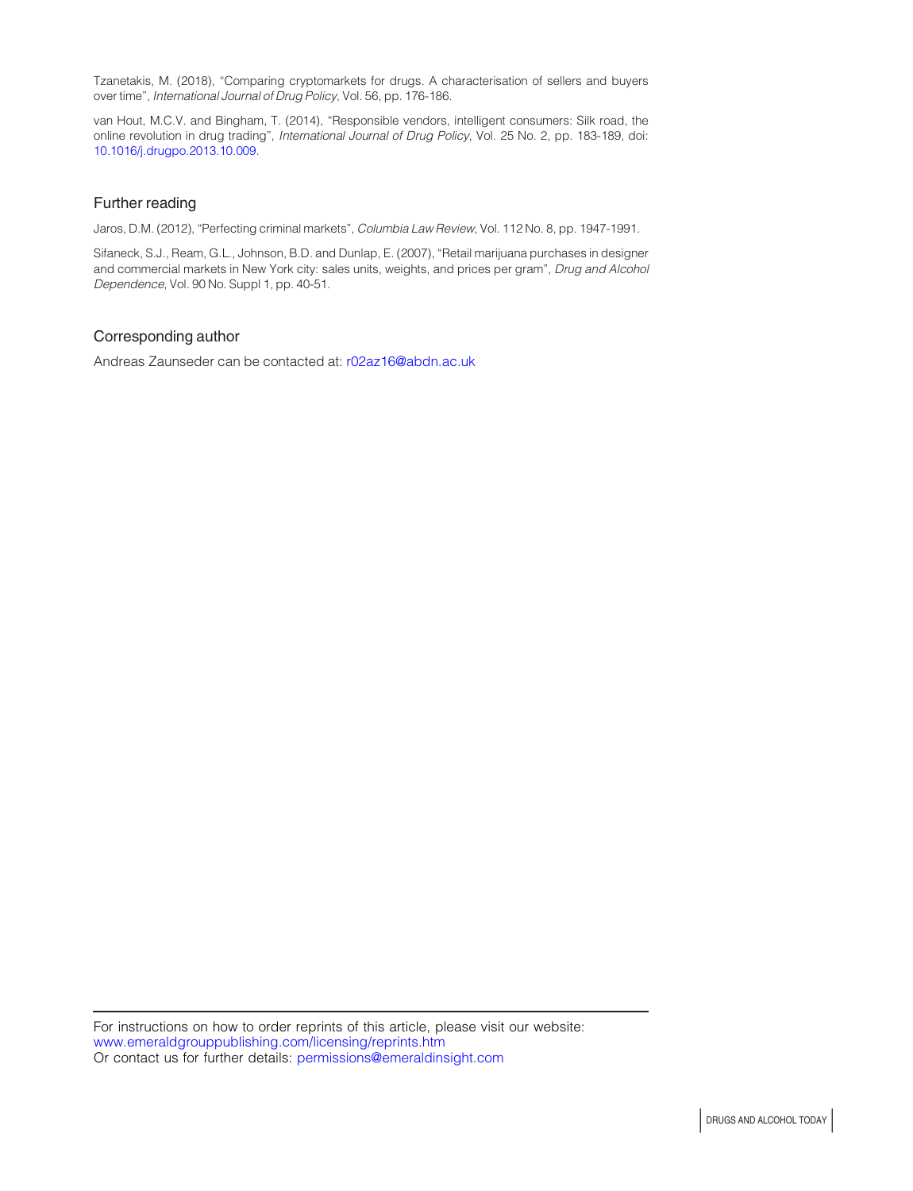Tzanetakis, M. (2018), "Comparing cryptomarkets for drugs. A characterisation of sellers and buyers over time", *International Journal of Drug Policy*, Vol. 56, pp. 176-186.

van Hout, M.C.V. and Bingham, T. (2014), "Responsible vendors, intelligent consumers: Silk road, the online revolution in drug trading", *International Journal of Drug Policy*, Vol. 25 No. 2, pp. 183-189, doi: 10.1016/j.drugpo.2013.10.009.

## Further reading

Jaros, D.M. (2012), "Perfecting criminal markets", *Columbia Law Review*, Vol. 112 No. 8, pp. 1947-1991.

Sifaneck, S.J., Ream, G.L., Johnson, B.D. and Dunlap, E. (2007), "Retail marijuana purchases in designer and commercial markets in New York city: sales units, weights, and prices per gram", *Drug and Alcohol Dependence*, Vol. 90 No. Suppl 1, pp. 40-51.

## Corresponding author

Andreas Zaunseder can be contacted at: r02az16@abdn.ac.uk

---

For instructions on how to order reprints of this article, please visit our website:
www.emeraldgrouppublishing.com/licensing/reprints.htm
Or contact us for further details: permissions@emeraldinsight.com